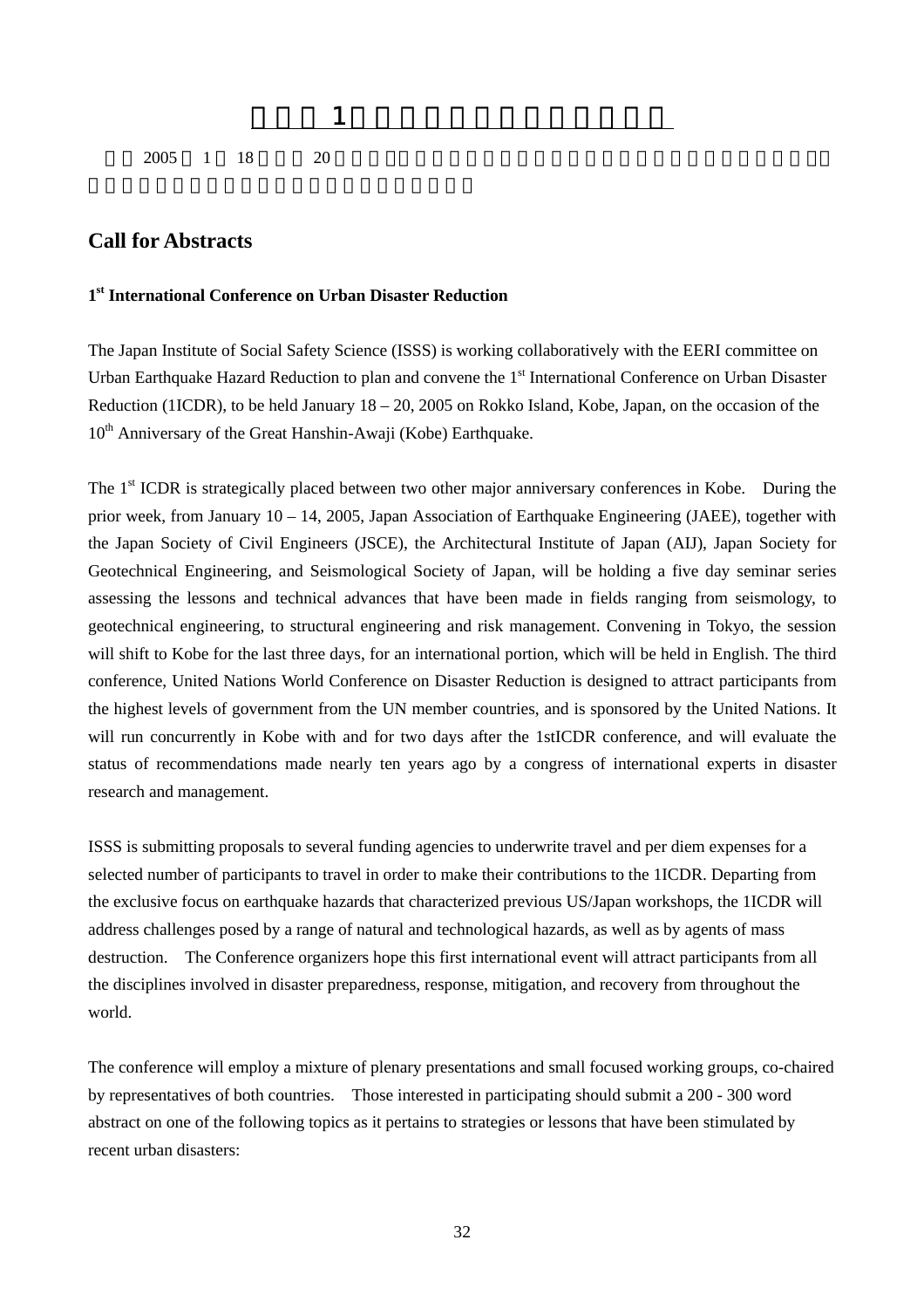1

2005 1 18 20

## Call for Abstracts

**1st International Conference on Urban Disaster Reduction**

The Japan Institute of Social Safety Science (ISSS) is working collaboratively with the EERI committee on Urban Earthquake Hazard Reduction to plan and convene the 1st International Conference on Urban Disaster Reduction (1ICDR), to be held January 18 – 20, 2005 on Rokko Island, Kobe, Japan, on the occasion of the 10th Anniversary of the Great Hanshin-Awaji (Kobe) Earthquake.

The 1st ICDR is strategically placed between two other major anniversary conferences in Kobe. During the prior week, from January 10 – 14, 2005, Japan Association of Earthquake Engineering (JAEE), together with the Japan Society of Civil Engineers (JSCE), the Architectural Institute of Japan (AIJ), Japan Society for Geotechnical Engineering, and Seismological Society of Japan, will be holding a five day seminar series assessing the lessons and technical advances that have been made in fields ranging from seismology, to geotechnical engineering, to structural engineering and risk management. Convening in Tokyo, the session will shift to Kobe for the last three days, for an international portion, which will be held in English. The third conference, United Nations World Conference on Disaster Reduction is designed to attract participants from the highest levels of government from the UN member countries, and is sponsored by the United Nations. It will run concurrently in Kobe with and for two days after the 1stICDR conference, and will evaluate the status of recommendations made nearly ten years ago by a congress of international experts in disaster research and management.

ISSS is submitting proposals to several funding agencies to underwrite travel and per diem expenses for a selected number of participants to travel in order to make their contributions to the 1ICDR. Departing from the exclusive focus on earthquake hazards that characterized previous US/Japan workshops, the 1ICDR will address challenges posed by a range of natural and technological hazards, as well as by agents of mass destruction. The Conference organizers hope this first international event will attract participants from all the disciplines involved in disaster preparedness, response, mitigation, and recovery from throughout the world.

The conference will employ a mixture of plenary presentations and small focused working groups, co-chaired by representatives of both countries. Those interested in participating should submit a 200 - 300 word abstract on one of the following topics as it pertains to strategies or lessons that have been stimulated by recent urban disasters: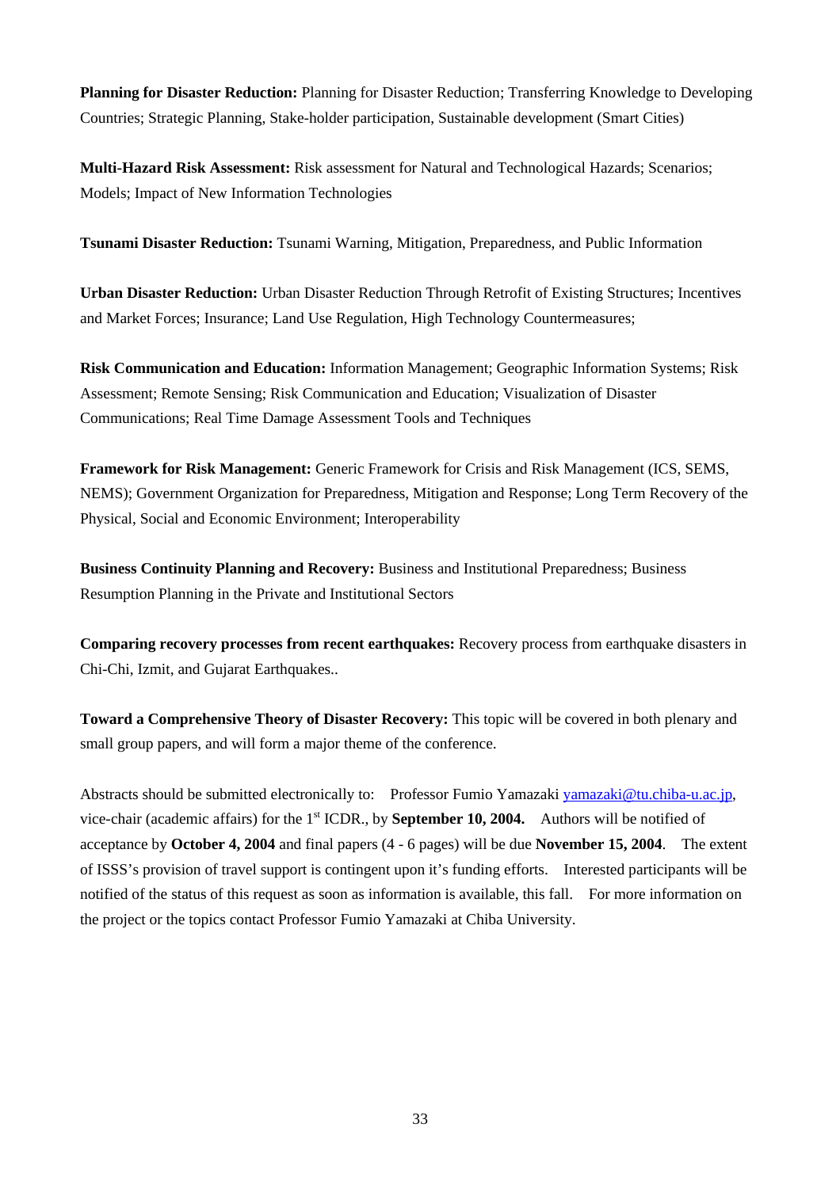**Planning for Disaster Reduction:** Planning for Disaster Reduction; Transferring Knowledge to Developing Countries; Strategic Planning, Stake-holder participation, Sustainable development (Smart Cities)

**Multi-Hazard Risk Assessment:** Risk assessment for Natural and Technological Hazards; Scenarios; Models; Impact of New Information Technologies

**Tsunami Disaster Reduction:** Tsunami Warning, Mitigation, Preparedness, and Public Information

**Urban Disaster Reduction:** Urban Disaster Reduction Through Retrofit of Existing Structures; Incentives and Market Forces; Insurance; Land Use Regulation, High Technology Countermeasures;

**Risk Communication and Education:** Information Management; Geographic Information Systems; Risk Assessment; Remote Sensing; Risk Communication and Education; Visualization of Disaster Communications; Real Time Damage Assessment Tools and Techniques

**Framework for Risk Management:** Generic Framework for Crisis and Risk Management (ICS, SEMS, NEMS); Government Organization for Preparedness, Mitigation and Response; Long Term Recovery of the Physical, Social and Economic Environment; Interoperability

**Business Continuity Planning and Recovery:** Business and Institutional Preparedness; Business Resumption Planning in the Private and Institutional Sectors

**Comparing recovery processes from recent earthquakes:** Recovery process from earthquake disasters in Chi-Chi, Izmit, and Gujarat Earthquakes..

**Toward a Comprehensive Theory of Disaster Recovery:** This topic will be covered in both plenary and small group papers, and will form a major theme of the conference.

Abstracts should be submitted electronically to: Professor Fumio Yamazaki yamazaki@tu.chiba-u.ac.jp, vice-chair (academic affairs) for the 1st ICDR., by **September 10, 2004.** Authors will be notified of acceptance by **October 4, 2004** and final papers (4 - 6 pages) will be due **November 15, 2004**. The extent of ISSS's provision of travel support is contingent upon it's funding efforts. Interested participants will be notified of the status of this request as soon as information is available, this fall. For more information on the project or the topics contact Professor Fumio Yamazaki at Chiba University.